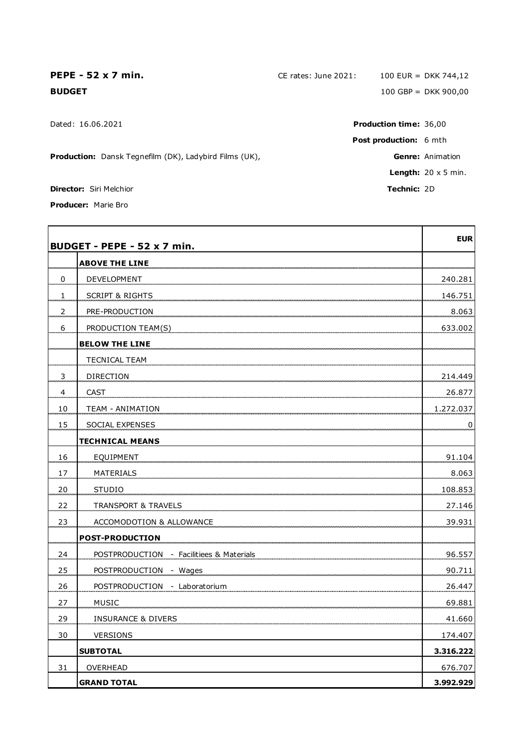**PEPE - 52 x 7 min.**

**BUDGET**

CE rates: June 2021: 100 EUR = DKK 744,12

100 GBP = DKK 900,00

Dated: 16.06.2021

**Production:** Dansk Tegnefilm (DK), Ladybird Films (UK),

**Director:** Siri Melchior

**Producer:** Marie Bro

**Production time:** 36,00

**Post production:** 6 mth

**Genre:** Animation

**Length:** 20 x 5 min.

**Technic:** 2D

| | **BUDGET - PEPE - 52 x 7 min.** | **EUR** |
|---|---|---|
| | **ABOVE THE LINE** | |
| 0 | DEVELOPMENT | 240.281 |
| 1 | SCRIPT & RIGHTS | 146.751 |
| 2 | PRE-PRODUCTION | 8.063 |
| 6 | PRODUCTION TEAM(S) | 633.002 |
| | **BELOW THE LINE** | |
| | TECNICAL TEAM | |
| 3 | DIRECTION | 214.449 |
| 4 | CAST | 26.877 |
| 10 | TEAM - ANIMATION | 1.272.037 |
| 15 | SOCIAL EXPENSES | 0 |
| | **TECHNICAL MEANS** | |
| 16 | EQUIPMENT | 91.104 |
| 17 | MATERIALS | 8.063 |
| 20 | STUDIO | 108.853 |
| 22 | TRANSPORT & TRAVELS | 27.146 |
| 23 | ACCOMODOTION & ALLOWANCE | 39.931 |
| | **POST-PRODUCTION** | |
| 24 | POSTPRODUCTION - Facilitiees & Materials | 96.557 |
| 25 | POSTPRODUCTION - Wages | 90.711 |
| 26 | POSTPRODUCTION - Laboratorium | 26.447 |
| 27 | MUSIC | 69.881 |
| 29 | INSURANCE & DIVERS | 41.660 |
| 30 | VERSIONS | 174.407 |
| | **SUBTOTAL** | **3.316.222** |
| 31 | OVERHEAD | 676.707 |
| | **GRAND TOTAL** | **3.992.929** |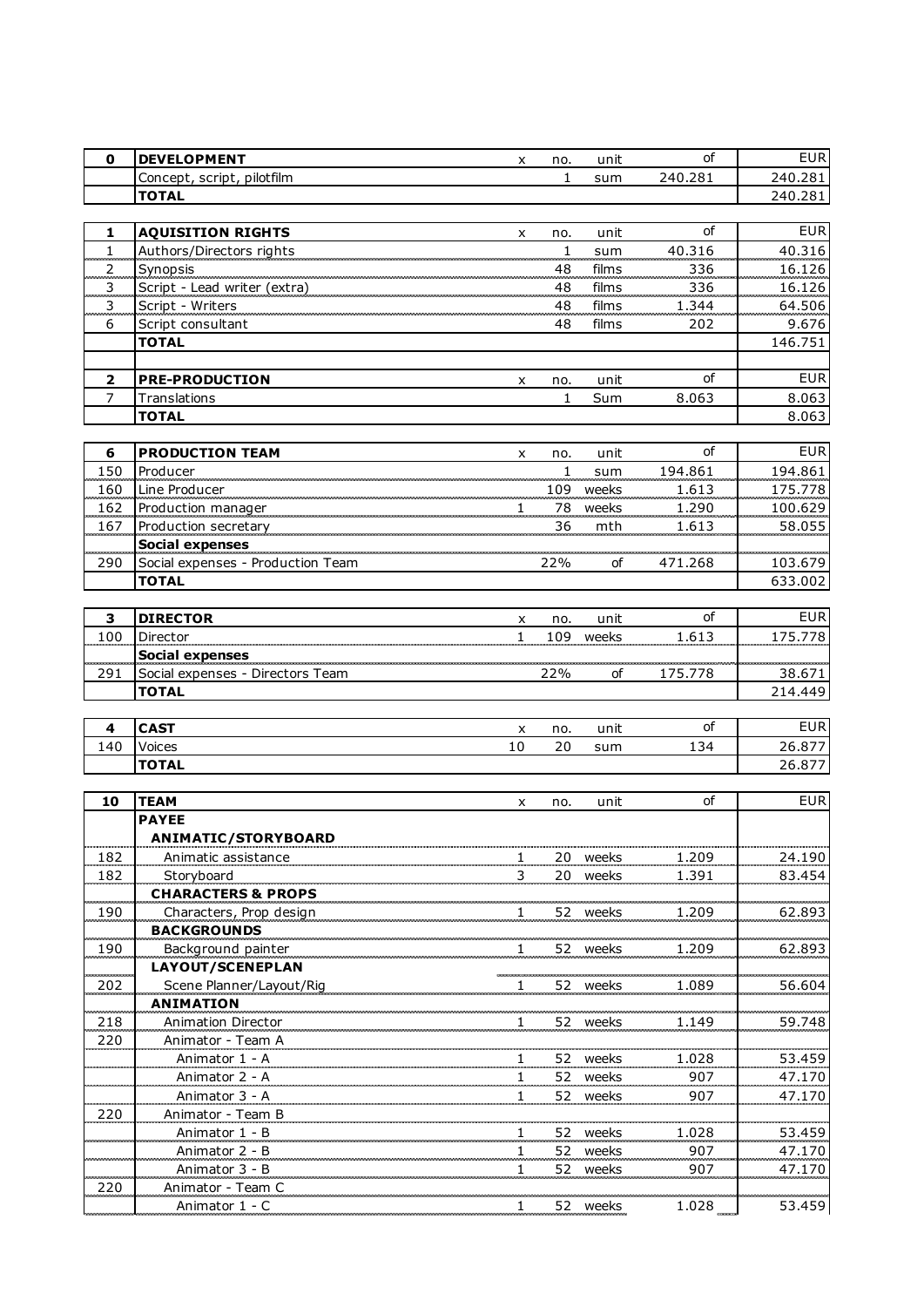| 0 | DEVELOPMENT | x | no. | unit | of | EUR |
|---|---|---|---|---|---|---|
| | Concept, script, pilotfilm | | 1 | sum | 240.281 | 240.281 |
| | **TOTAL** | | | | | 240.281 |

| 1 | AQUISITION RIGHTS | x | no. | unit | of | EUR |
|---|---|---|---|---|---|---|
| 1 | Authors/Directors rights | | 1 | sum | 40.316 | 40.316 |
| 2 | Synopsis | | 48 | films | 336 | 16.126 |
| 3 | Script - Lead writer (extra) | | 48 | films | 336 | 16.126 |
| 3 | Script - Writers | | 48 | films | 1.344 | 64.506 |
| 6 | Script consultant | | 48 | films | 202 | 9.676 |
| | **TOTAL** | | | | | 146.751 |

| 2 | PRE-PRODUCTION | x | no. | unit | of | EUR |
|---|---|---|---|---|---|---|
| 7 | Translations | | 1 | Sum | 8.063 | 8.063 |
| | **TOTAL** | | | | | 8.063 |

| 6 | PRODUCTION TEAM | x | no. | unit | of | EUR |
|---|---|---|---|---|---|---|
| 150 | Producer | | 1 | sum | 194.861 | 194.861 |
| 160 | Line Producer | | 109 | weeks | 1.613 | 175.778 |
| 162 | Production manager | 1 | 78 | weeks | 1.290 | 100.629 |
| 167 | Production secretary | | 36 | mth | 1.613 | 58.055 |
| | **Social expenses** | | | | | |
| 290 | Social expenses - Production Team | | 22% | of | 471.268 | 103.679 |
| | **TOTAL** | | | | | 633.002 |

| 3 | DIRECTOR | x | no. | unit | of | EUR |
|---|---|---|---|---|---|---|
| 100 | Director | 1 | 109 | weeks | 1.613 | 175.778 |
| | **Social expenses** | | | | | |
| 291 | Social expenses - Directors Team | | 22% | of | 175.778 | 38.671 |
| | **TOTAL** | | | | | 214.449 |

| 4 | CAST | x | no. | unit | of | EUR |
|---|---|---|---|---|---|---|
| 140 | Voices | 10 | 20 | sum | 134 | 26.877 |
| | **TOTAL** | | | | | 26.877 |

| 10 | TEAM | x | no. | unit | of | EUR |
|---|---|---|---|---|---|---|
| | **PAYEE** | | | | | |
| | **ANIMATIC/STORYBOARD** | | | | | |
| 182 | Animatic assistance | 1 | 20 | weeks | 1.209 | 24.190 |
| 182 | Storyboard | 3 | 20 | weeks | 1.391 | 83.454 |
| | **CHARACTERS & PROPS** | | | | | |
| 190 | Characters, Prop design | 1 | 52 | weeks | 1.209 | 62.893 |
| | **BACKGROUNDS** | | | | | |
| 190 | Background painter | 1 | 52 | weeks | 1.209 | 62.893 |
| | **LAYOUT/SCENEPLAN** | | | | | |
| 202 | Scene Planner/Layout/Rig | 1 | 52 | weeks | 1.089 | 56.604 |
| | **ANIMATION** | | | | | |
| 218 | Animation Director | 1 | 52 | weeks | 1.149 | 59.748 |
| 220 | Animator - Team A | | | | | |
| | Animator 1 - A | 1 | 52 | weeks | 1.028 | 53.459 |
| | Animator 2 - A | 1 | 52 | weeks | 907 | 47.170 |
| | Animator 3 - A | 1 | 52 | weeks | 907 | 47.170 |
| 220 | Animator - Team B | | | | | |
| | Animator 1 - B | 1 | 52 | weeks | 1.028 | 53.459 |
| | Animator 2 - B | 1 | 52 | weeks | 907 | 47.170 |
| | Animator 3 - B | 1 | 52 | weeks | 907 | 47.170 |
| 220 | Animator - Team C | | | | | |
| | Animator 1 - C | 1 | 52 | weeks | 1.028 | 53.459 |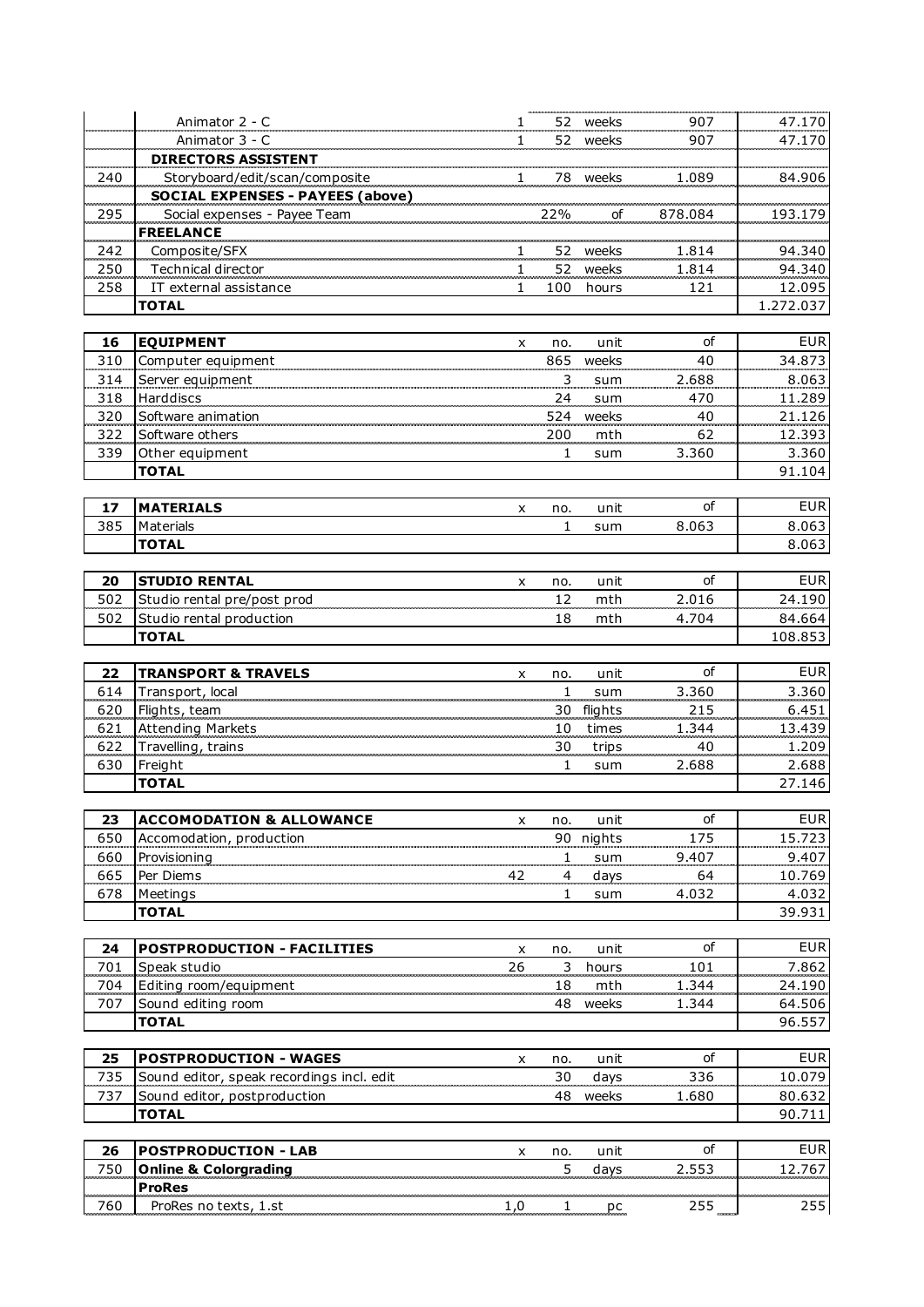| | | | | | | |
|---|---|---|---|---|---|---|
| | Animator 2 - C | 1 | 52 | weeks | 907 | 47.170 |
| | Animator 3 - C | 1 | 52 | weeks | 907 | 47.170 |
| | **DIRECTORS ASSISTENT** | | | | | |
| 240 | Storyboard/edit/scan/composite | 1 | 78 | weeks | 1.089 | 84.906 |
| | **SOCIAL EXPENSES - PAYEES (above)** | | | | | |
| 295 | Social expenses - Payee Team | | 22% | of | 878.084 | 193.179 |
| | **FREELANCE** | | | | | |
| 242 | Composite/SFX | 1 | 52 | weeks | 1.814 | 94.340 |
| 250 | Technical director | 1 | 52 | weeks | 1.814 | 94.340 |
| 258 | IT external assistance | 1 | 100 | hours | 121 | 12.095 |
| | **TOTAL** | | | | | 1.272.037 |

| 16 | EQUIPMENT | x | no. | unit | of | EUR |
|---|---|---|---|---|---|---|
| 310 | Computer equipment | | 865 | weeks | 40 | 34.873 |
| 314 | Server equipment | | 3 | sum | 2.688 | 8.063 |
| 318 | Harddiscs | | 24 | sum | 470 | 11.289 |
| 320 | Software animation | | 524 | weeks | 40 | 21.126 |
| 322 | Software others | | 200 | mth | 62 | 12.393 |
| 339 | Other equipment | | 1 | sum | 3.360 | 3.360 |
| | **TOTAL** | | | | | 91.104 |

| 17 | MATERIALS | x | no. | unit | of | EUR |
|---|---|---|---|---|---|---|
| 385 | Materials | | 1 | sum | 8.063 | 8.063 |
| | **TOTAL** | | | | | 8.063 |

| 20 | STUDIO RENTAL | x | no. | unit | of | EUR |
|---|---|---|---|---|---|---|
| 502 | Studio rental pre/post prod | | 12 | mth | 2.016 | 24.190 |
| 502 | Studio rental production | | 18 | mth | 4.704 | 84.664 |
| | **TOTAL** | | | | | 108.853 |

| 22 | TRANSPORT & TRAVELS | x | no. | unit | of | EUR |
|---|---|---|---|---|---|---|
| 614 | Transport, local | | 1 | sum | 3.360 | 3.360 |
| 620 | Flights, team | | 30 | flights | 215 | 6.451 |
| 621 | Attending Markets | | 10 | times | 1.344 | 13.439 |
| 622 | Travelling, trains | | 30 | trips | 40 | 1.209 |
| 630 | Freight | | 1 | sum | 2.688 | 2.688 |
| | **TOTAL** | | | | | 27.146 |

| 23 | ACCOMODATION & ALLOWANCE | x | no. | unit | of | EUR |
|---|---|---|---|---|---|---|
| 650 | Accomodation, production | | 90 | nights | 175 | 15.723 |
| 660 | Provisioning | | 1 | sum | 9.407 | 9.407 |
| 665 | Per Diems | 42 | 4 | days | 64 | 10.769 |
| 678 | Meetings | | 1 | sum | 4.032 | 4.032 |
| | **TOTAL** | | | | | 39.931 |

| 24 | POSTPRODUCTION - FACILITIES | x | no. | unit | of | EUR |
|---|---|---|---|---|---|---|
| 701 | Speak studio | 26 | 3 | hours | 101 | 7.862 |
| 704 | Editing room/equipment | | 18 | mth | 1.344 | 24.190 |
| 707 | Sound editing room | | 48 | weeks | 1.344 | 64.506 |
| | **TOTAL** | | | | | 96.557 |

| 25 | POSTPRODUCTION - WAGES | x | no. | unit | of | EUR |
|---|---|---|---|---|---|---|
| 735 | Sound editor, speak recordings incl. edit | | 30 | days | 336 | 10.079 |
| 737 | Sound editor, postproduction | | 48 | weeks | 1.680 | 80.632 |
| | **TOTAL** | | | | | 90.711 |

| 26 | POSTPRODUCTION - LAB | x | no. | unit | of | EUR |
|---|---|---|---|---|---|---|
| 750 | **Online & Colorgrading** | | 5 | days | 2.553 | 12.767 |
| | **ProRes** | | | | | |
| 760 | ProRes no texts, 1.st | 1,0 | 1 | pc | 255 | 255 |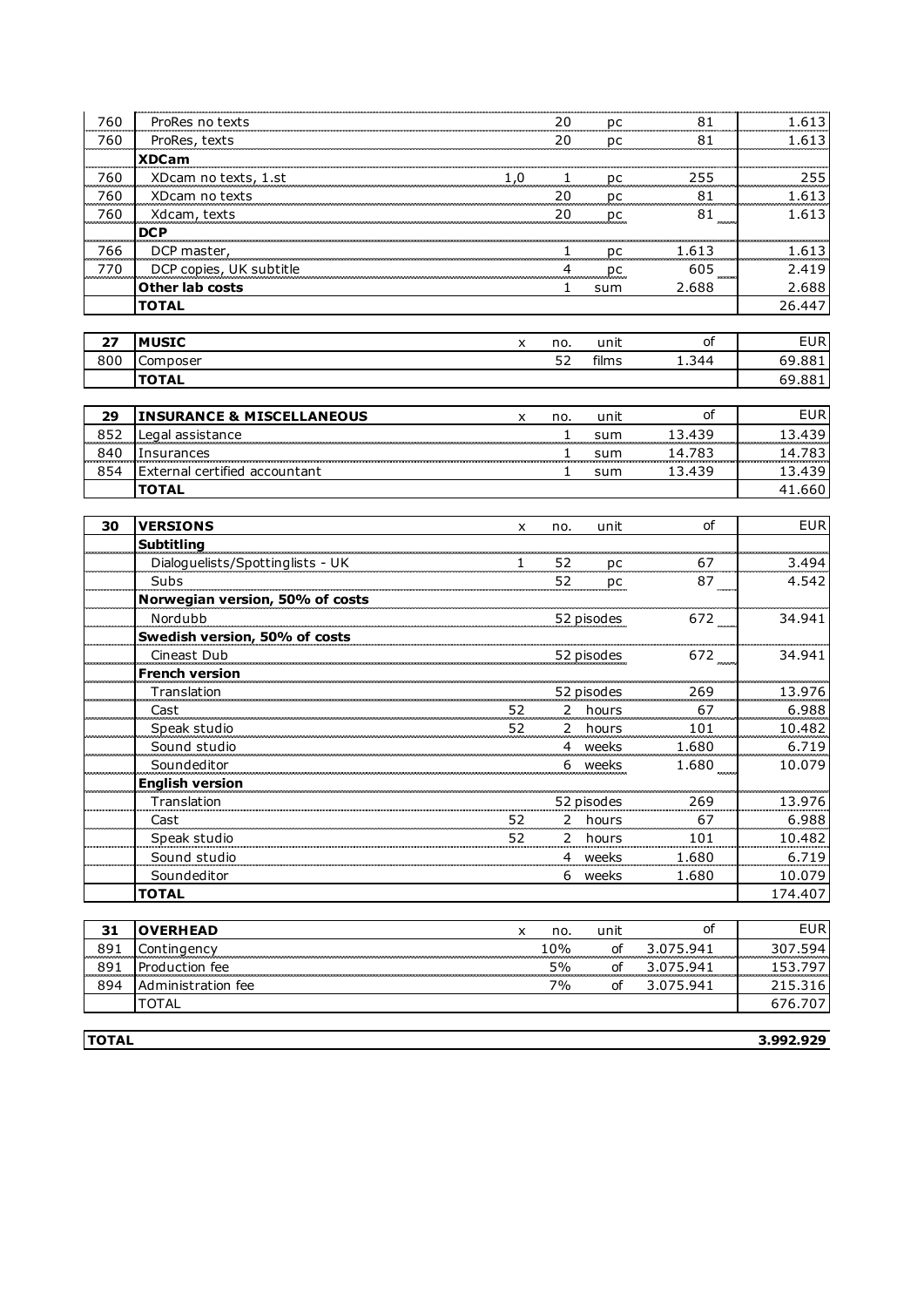| | | x | no. | unit | of | EUR |
|---|---|---|---|---|---|---|
| 760 | ProRes no texts | | 20 | pc | 81 | 1.613 |
| 760 | ProRes, texts | | 20 | pc | 81 | 1.613 |
| | **XDCam** | | | | | |
| 760 | XDcam no texts, 1.st | 1,0 | 1 | pc | 255 | 255 |
| 760 | XDcam no texts | | 20 | pc | 81 | 1.613 |
| 760 | Xdcam, texts | | 20 | pc | 81 | 1.613 |
| | **DCP** | | | | | |
| 766 | DCP master, | | 1 | pc | 1.613 | 1.613 |
| 770 | DCP copies, UK subtitle | | 4 | pc | 605 | 2.419 |
| | **Other lab costs** | | 1 | sum | 2.688 | 2.688 |
| | **TOTAL** | | | | | 26.447 |

| 27 | MUSIC | x | no. | unit | of | EUR |
|---|---|---|---|---|---|---|
| 800 | Composer | | 52 | films | 1.344 | 69.881 |
| | **TOTAL** | | | | | 69.881 |

| 29 | INSURANCE & MISCELLANEOUS | x | no. | unit | of | EUR |
|---|---|---|---|---|---|---|
| 852 | Legal assistance | | 1 | sum | 13.439 | 13.439 |
| 840 | Insurances | | 1 | sum | 14.783 | 14.783 |
| 854 | External certified accountant | | 1 | sum | 13.439 | 13.439 |
| | **TOTAL** | | | | | 41.660 |

| 30 | VERSIONS | x | no. | unit | of | EUR |
|---|---|---|---|---|---|---|
| | **Subtitling** | | | | | |
| | Dialoguelists/Spottinglists - UK | 1 | 52 | pc | 67 | 3.494 |
| | Subs | | 52 | pc | 87 | 4.542 |
| | **Norwegian version, 50% of costs** | | | | | |
| | Nordubb | | 52 | pisodes | 672 | 34.941 |
| | **Swedish version, 50% of costs** | | | | | |
| | Cineast Dub | | 52 | pisodes | 672 | 34.941 |
| | **French version** | | | | | |
| | Translation | | 52 | pisodes | 269 | 13.976 |
| | Cast | 52 | 2 | hours | 67 | 6.988 |
| | Speak studio | 52 | 2 | hours | 101 | 10.482 |
| | Sound studio | | 4 | weeks | 1.680 | 6.719 |
| | Soundeditor | | 6 | weeks | 1.680 | 10.079 |
| | **English version** | | | | | |
| | Translation | | 52 | pisodes | 269 | 13.976 |
| | Cast | 52 | 2 | hours | 67 | 6.988 |
| | Speak studio | 52 | 2 | hours | 101 | 10.482 |
| | Sound studio | | 4 | weeks | 1.680 | 6.719 |
| | Soundeditor | | 6 | weeks | 1.680 | 10.079 |
| | **TOTAL** | | | | | 174.407 |

| 31 | OVERHEAD | x | no. | unit | of | EUR |
|---|---|---|---|---|---|---|
| 891 | Contingency | | 10% | of | 3.075.941 | 307.594 |
| 891 | Production fee | | 5% | of | 3.075.941 | 153.797 |
| 894 | Administration fee | | 7% | of | 3.075.941 | 215.316 |
| | TOTAL | | | | | 676.707 |

| **TOTAL** | **3.992.929** |
|---|---|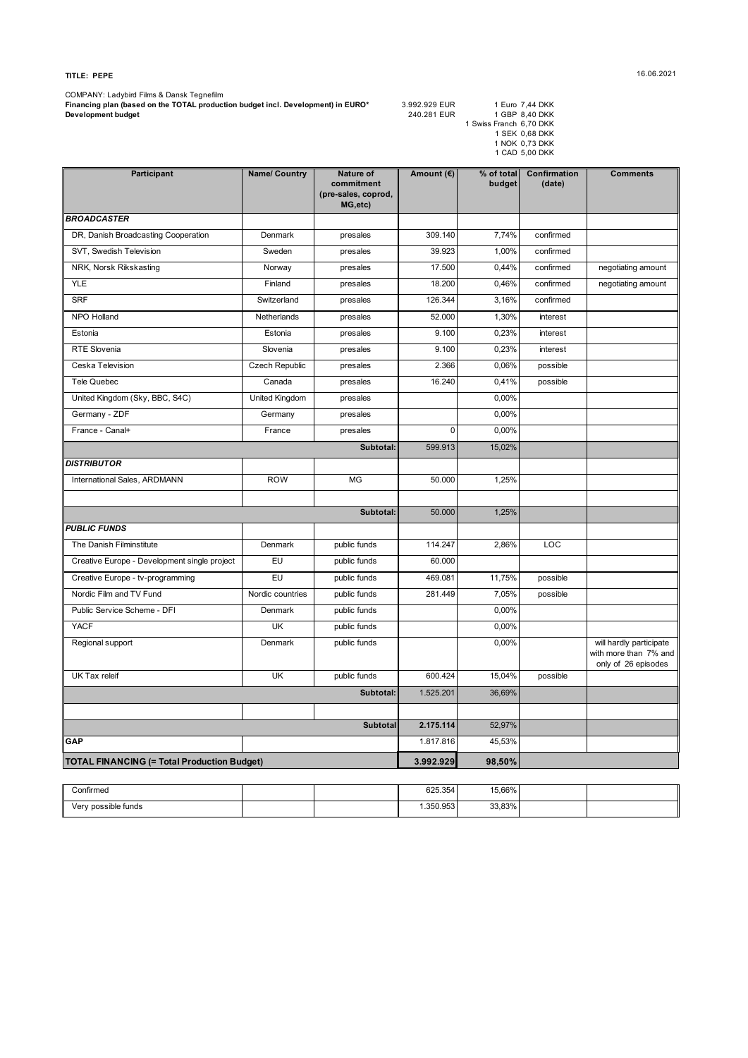**TITLE: PEPE**

16.06.2021

COMPANY: Ladybird Films & Dansk Tegnefilm

**Financing plan (based on the TOTAL production budget incl. Development) in EURO*** 3.992.929 EUR

**Development budget** 240.281 EUR

| | |
|---|---|
| 1 Euro | 7,44 DKK |
| 1 GBP | 8,40 DKK |
| 1 Swiss Franch | 6,70 DKK |
| 1 SEK | 0,68 DKK |
| 1 NOK | 0,73 DKK |
| 1 CAD | 5,00 DKK |

| Participant | Name/ Country | Nature of commitment (pre-sales, coprod, MG,etc) | Amount (€) | % of total budget | Confirmation (date) | Comments |
|---|---|---|---|---|---|---|
| ***BROADCASTER*** | | | | | | |
| DR, Danish Broadcasting Cooperation | Denmark | presales | 309.140 | 7,74% | confirmed | |
| SVT, Swedish Television | Sweden | presales | 39.923 | 1,00% | confirmed | |
| NRK, Norsk Rikskasting | Norway | presales | 17.500 | 0,44% | confirmed | negotiating amount |
| YLE | Finland | presales | 18.200 | 0,46% | confirmed | negotiating amount |
| SRF | Switzerland | presales | 126.344 | 3,16% | confirmed | |
| NPO Holland | Netherlands | presales | 52.000 | 1,30% | interest | |
| Estonia | Estonia | presales | 9.100 | 0,23% | interest | |
| RTE Slovenia | Slovenia | presales | 9.100 | 0,23% | interest | |
| Ceska Television | Czech Republic | presales | 2.366 | 0,06% | possible | |
| Tele Quebec | Canada | presales | 16.240 | 0,41% | possible | |
| United Kingdom (Sky, BBC, S4C) | United Kingdom | presales | | 0,00% | | |
| Germany - ZDF | Germany | presales | | 0,00% | | |
| France - Canal+ | France | presales | 0 | 0,00% | | |
| | | **Subtotal:** | 599.913 | 15,02% | | |
| ***DISTRIBUTOR*** | | | | | | |
| International Sales, ARDMANN | ROW | MG | 50.000 | 1,25% | | |
| | | | | | | |
| | | **Subtotal:** | 50.000 | 1,25% | | |
| ***PUBLIC FUNDS*** | | | | | | |
| The Danish Filminstitute | Denmark | public funds | 114.247 | 2,86% | LOC | |
| Creative Europe - Development single project | EU | public funds | 60.000 | | | |
| Creative Europe - tv-programming | EU | public funds | 469.081 | 11,75% | possible | |
| Nordic Film and TV Fund | Nordic countries | public funds | 281.449 | 7,05% | possible | |
| Public Service Scheme - DFI | Denmark | public funds | | 0,00% | | |
| YACF | UK | public funds | | 0,00% | | |
| Regional support | Denmark | public funds | | 0,00% | | will hardly participate with more than 7% and only of 26 episodes |
| UK Tax releif | UK | public funds | 600.424 | 15,04% | possible | |
| | | **Subtotal:** | 1.525.201 | 36,69% | | |
| | | | | | | |
| | | **Subtotal** | **2.175.114** | 52,97% | | |
| **GAP** | | | 1.817.816 | 45,53% | | |
| **TOTAL FINANCING (= Total Production Budget)** | | | **3.992.929** | **98,50%** | | |

| | | | | | | |
|---|---|---|---|---|---|---|
| Confirmed | | | 625.354 | 15,66% | | |
| Very possible funds | | | 1.350.953 | 33,83% | | |